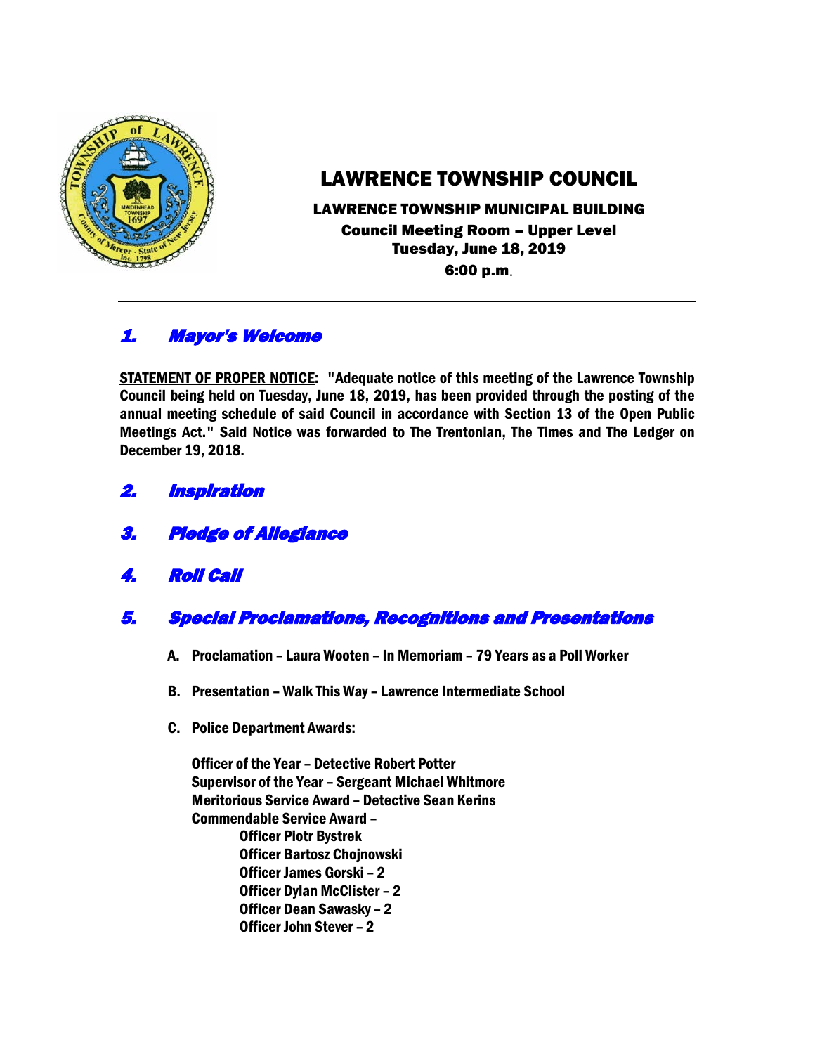# LAWRENCE TOWNSHIP COUNCIL

**LAWRENCE TOWNSHIP MUNICIPAL BUILDING**
**Council Meeting Room – Upper Level**
**Tuesday, June 18, 2019**
**6:00 p.m.**

---

## *1. Mayor's Welcome*

**STATEMENT OF PROPER NOTICE: "Adequate notice of this meeting of the Lawrence Township Council being held on Tuesday, June 18, 2019, has been provided through the posting of the annual meeting schedule of said Council in accordance with Section 13 of the Open Public Meetings Act." Said Notice was forwarded to The Trentonian, The Times and The Ledger on December 19, 2018.**

## *2. Inspiration*

## *3. Pledge of Allegiance*

## *4. Roll Call*

## *5. Special Proclamations, Recognitions and Presentations*

**A. Proclamation – Laura Wooten – In Memoriam – 79 Years as a Poll Worker**

**B. Presentation – Walk This Way – Lawrence Intermediate School**

**C. Police Department Awards:**

**Officer of the Year – Detective Robert Potter**
**Supervisor of the Year – Sergeant Michael Whitmore**
**Meritorious Service Award – Detective Sean Kerins**
**Commendable Service Award –**
- **Officer Piotr Bystrek**
- **Officer Bartosz Chojnowski**
- **Officer James Gorski – 2**
- **Officer Dylan McClister – 2**
- **Officer Dean Sawasky – 2**
- **Officer John Stever – 2**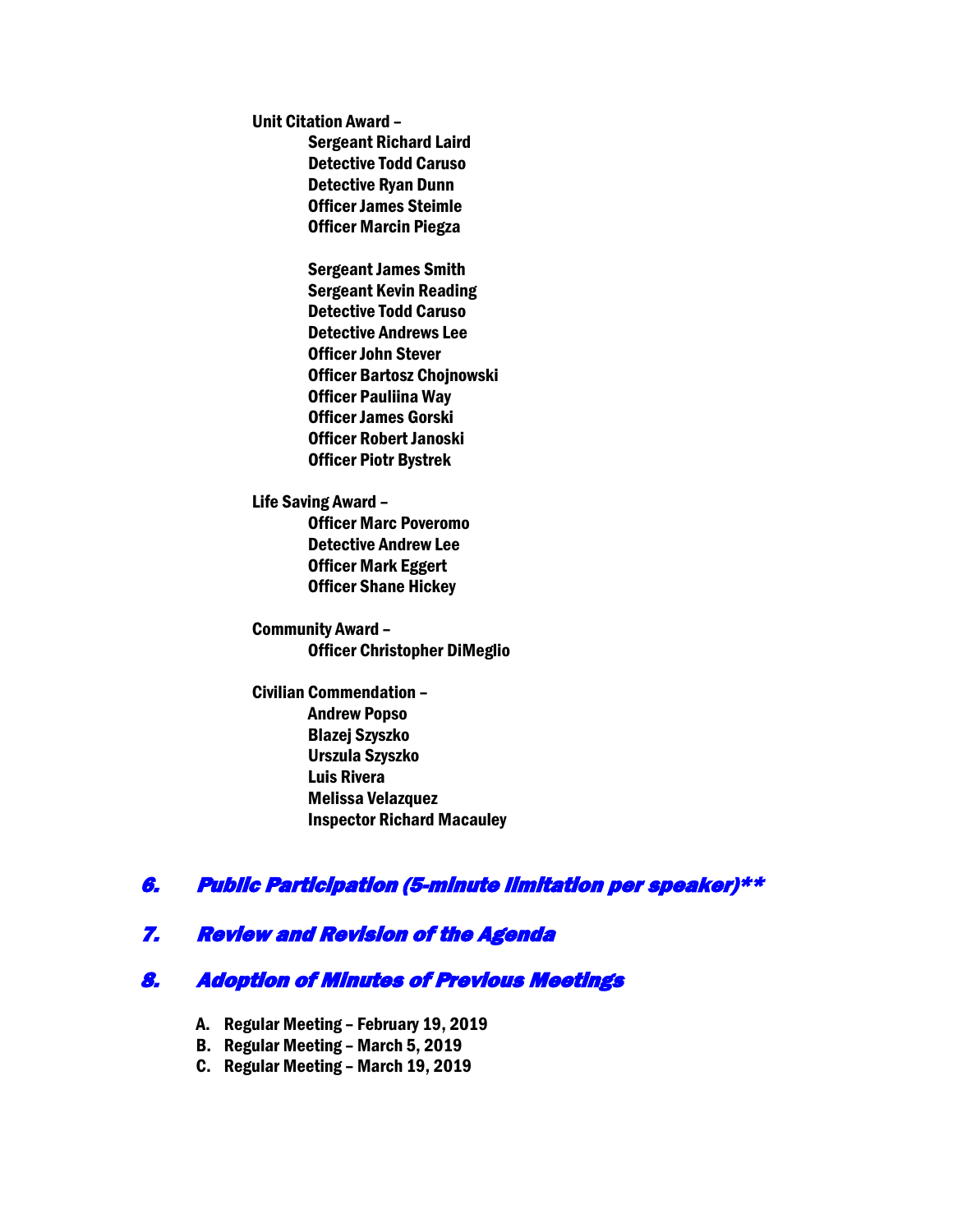**Unit Citation Award –**

- **Sergeant Richard Laird**
- **Detective Todd Caruso**
- **Detective Ryan Dunn**
- **Officer James Steimle**
- **Officer Marcin Piegza**

- **Sergeant James Smith**
- **Sergeant Kevin Reading**
- **Detective Todd Caruso**
- **Detective Andrews Lee**
- **Officer John Stever**
- **Officer Bartosz Chojnowski**
- **Officer Pauliina Way**
- **Officer James Gorski**
- **Officer Robert Janoski**
- **Officer Piotr Bystrek**

**Life Saving Award –**

- **Officer Marc Poveromo**
- **Detective Andrew Lee**
- **Officer Mark Eggert**
- **Officer Shane Hickey**

**Community Award –**

- **Officer Christopher DiMeglio**

**Civilian Commendation –**

- **Andrew Popso**
- **Blazej Szyszko**
- **Urszula Szyszko**
- **Luis Rivera**
- **Melissa Velazquez**
- **Inspector Richard Macauley**

## *6. Public Participation (5-minute limitation per speaker)\*\**

## *7. Review and Revision of the Agenda*

## *8. Adoption of Minutes of Previous Meetings*

A. **Regular Meeting – February 19, 2019**
B. **Regular Meeting – March 5, 2019**
C. **Regular Meeting – March 19, 2019**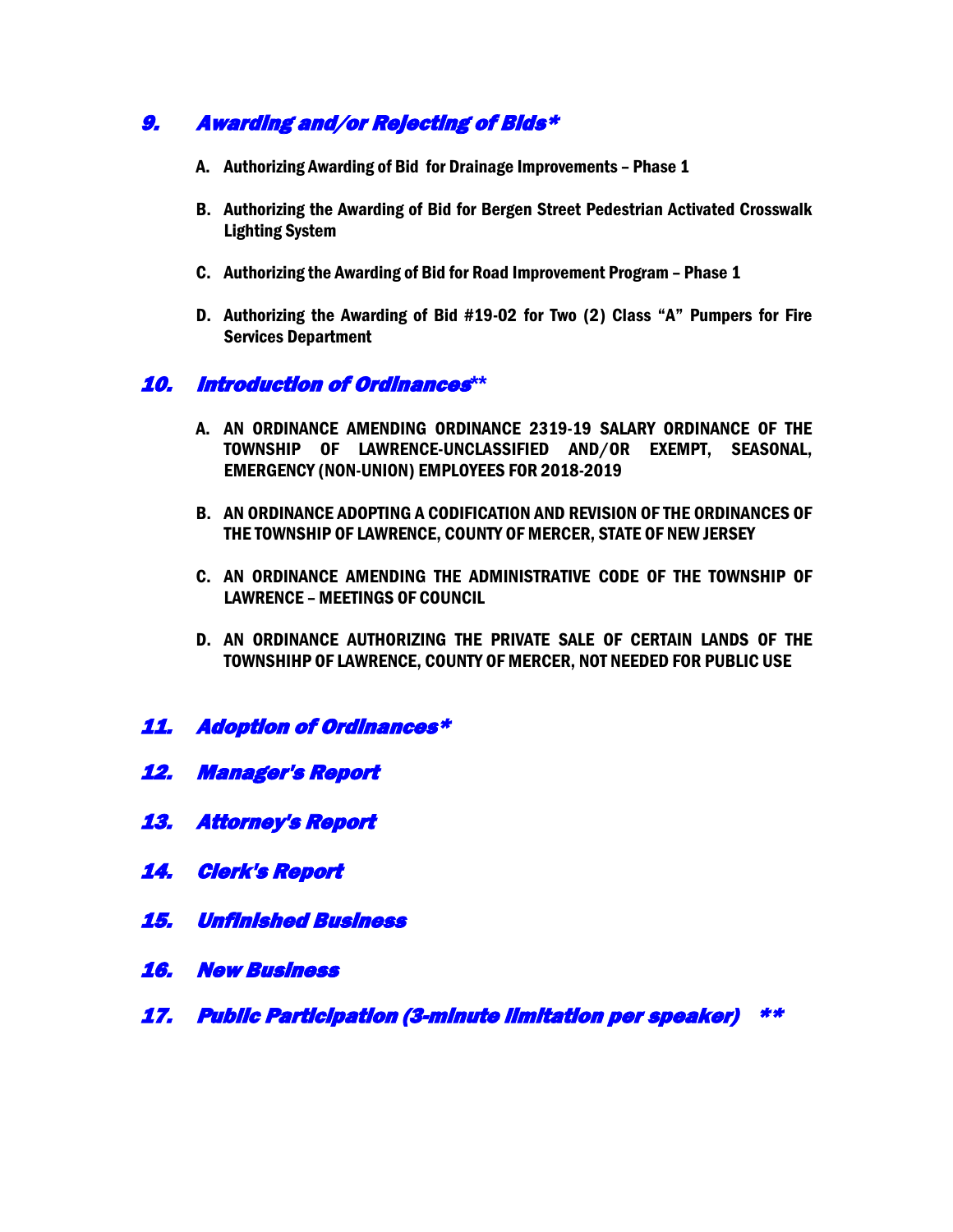## *9. Awarding and/or Rejecting of Bids**

A. **Authorizing Awarding of Bid for Drainage Improvements – Phase 1**

B. **Authorizing the Awarding of Bid for Bergen Street Pedestrian Activated Crosswalk Lighting System**

C. **Authorizing the Awarding of Bid for Road Improvement Program – Phase 1**

D. **Authorizing the Awarding of Bid #19-02 for Two (2) Class "A" Pumpers for Fire Services Department**

## *10. Introduction of Ordinances***

A. **AN ORDINANCE AMENDING ORDINANCE 2319-19 SALARY ORDINANCE OF THE TOWNSHIP OF LAWRENCE-UNCLASSIFIED AND/OR EXEMPT, SEASONAL, EMERGENCY (NON-UNION) EMPLOYEES FOR 2018-2019**

B. **AN ORDINANCE ADOPTING A CODIFICATION AND REVISION OF THE ORDINANCES OF THE TOWNSHIP OF LAWRENCE, COUNTY OF MERCER, STATE OF NEW JERSEY**

C. **AN ORDINANCE AMENDING THE ADMINISTRATIVE CODE OF THE TOWNSHIP OF LAWRENCE – MEETINGS OF COUNCIL**

D. **AN ORDINANCE AUTHORIZING THE PRIVATE SALE OF CERTAIN LANDS OF THE TOWNSHIHP OF LAWRENCE, COUNTY OF MERCER, NOT NEEDED FOR PUBLIC USE**

## *11. Adoption of Ordinances**

## *12. Manager's Report*

## *13. Attorney's Report*

## *14. Clerk's Report*

## *15. Unfinished Business*

## *16. New Business*

## *17. Public Participation (3-minute limitation per speaker) ***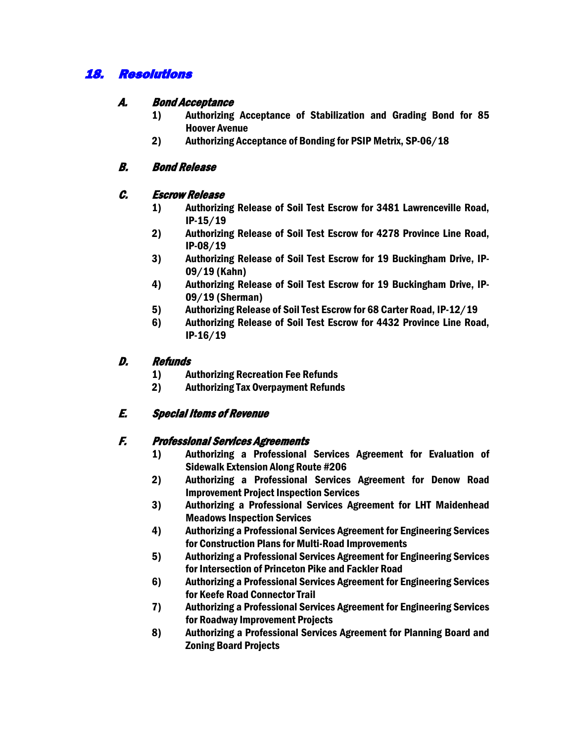## *18. Resolutions*

### *A. Bond Acceptance*

1) **Authorizing Acceptance of Stabilization and Grading Bond for 85 Hoover Avenue**
2) **Authorizing Acceptance of Bonding for PSIP Metrix, SP-06/18**

### *B. Bond Release*

### *C. Escrow Release*

1) **Authorizing Release of Soil Test Escrow for 3481 Lawrenceville Road, IP-15/19**
2) **Authorizing Release of Soil Test Escrow for 4278 Province Line Road, IP-08/19**
3) **Authorizing Release of Soil Test Escrow for 19 Buckingham Drive, IP-09/19 (Kahn)**
4) **Authorizing Release of Soil Test Escrow for 19 Buckingham Drive, IP-09/19 (Sherman)**
5) **Authorizing Release of Soil Test Escrow for 68 Carter Road, IP-12/19**
6) **Authorizing Release of Soil Test Escrow for 4432 Province Line Road, IP-16/19**

### *D. Refunds*

1) **Authorizing Recreation Fee Refunds**
2) **Authorizing Tax Overpayment Refunds**

### *E. Special Items of Revenue*

### *F. Professional Services Agreements*

1) **Authorizing a Professional Services Agreement for Evaluation of Sidewalk Extension Along Route #206**
2) **Authorizing a Professional Services Agreement for Denow Road Improvement Project Inspection Services**
3) **Authorizing a Professional Services Agreement for LHT Maidenhead Meadows Inspection Services**
4) **Authorizing a Professional Services Agreement for Engineering Services for Construction Plans for Multi-Road Improvements**
5) **Authorizing a Professional Services Agreement for Engineering Services for Intersection of Princeton Pike and Fackler Road**
6) **Authorizing a Professional Services Agreement for Engineering Services for Keefe Road Connector Trail**
7) **Authorizing a Professional Services Agreement for Engineering Services for Roadway Improvement Projects**
8) **Authorizing a Professional Services Agreement for Planning Board and Zoning Board Projects**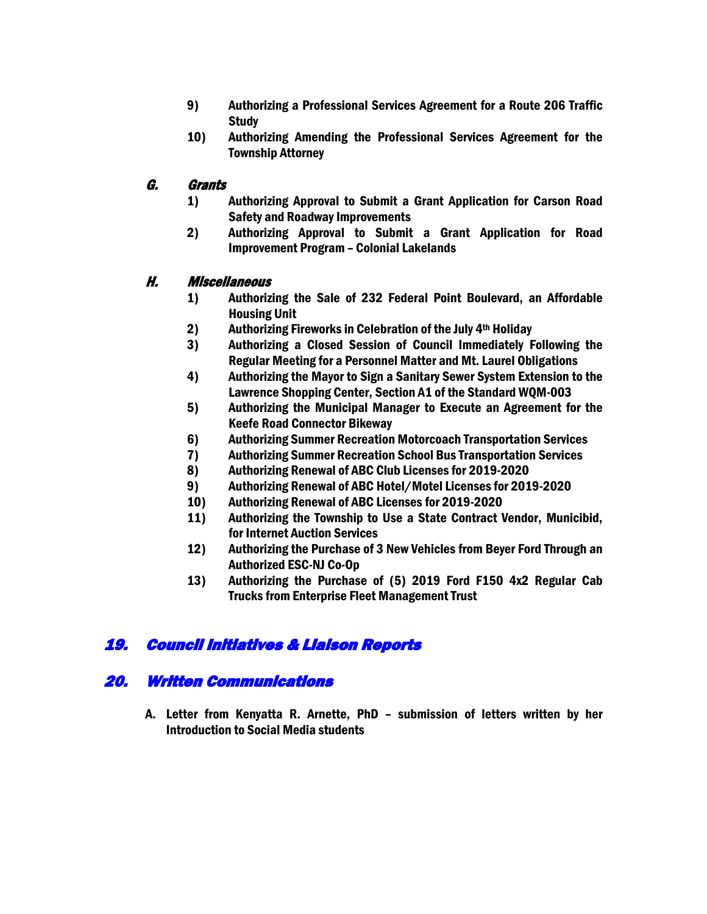9) **Authorizing a Professional Services Agreement for a Route 206 Traffic Study**
10) **Authorizing Amending the Professional Services Agreement for the Township Attorney**

### *G. Grants*

1) **Authorizing Approval to Submit a Grant Application for Carson Road Safety and Roadway Improvements**
2) **Authorizing Approval to Submit a Grant Application for Road Improvement Program – Colonial Lakelands**

### *H. Miscellaneous*

1) **Authorizing the Sale of 232 Federal Point Boulevard, an Affordable Housing Unit**
2) **Authorizing Fireworks in Celebration of the July 4th Holiday**
3) **Authorizing a Closed Session of Council Immediately Following the Regular Meeting for a Personnel Matter and Mt. Laurel Obligations**
4) **Authorizing the Mayor to Sign a Sanitary Sewer System Extension to the Lawrence Shopping Center, Section A1 of the Standard WQM-003**
5) **Authorizing the Municipal Manager to Execute an Agreement for the Keefe Road Connector Bikeway**
6) **Authorizing Summer Recreation Motorcoach Transportation Services**
7) **Authorizing Summer Recreation School Bus Transportation Services**
8) **Authorizing Renewal of ABC Club Licenses for 2019-2020**
9) **Authorizing Renewal of ABC Hotel/Motel Licenses for 2019-2020**
10) **Authorizing Renewal of ABC Licenses for 2019-2020**
11) **Authorizing the Township to Use a State Contract Vendor, Municibid, for Internet Auction Services**
12) **Authorizing the Purchase of 3 New Vehicles from Beyer Ford Through an Authorized ESC-NJ Co-Op**
13) **Authorizing the Purchase of (5) 2019 Ford F150 4x2 Regular Cab Trucks from Enterprise Fleet Management Trust**

## *19. Council Initiatives & Liaison Reports*

## *20. Written Communications*

A. **Letter from Kenyatta R. Arnette, PhD – submission of letters written by her Introduction to Social Media students**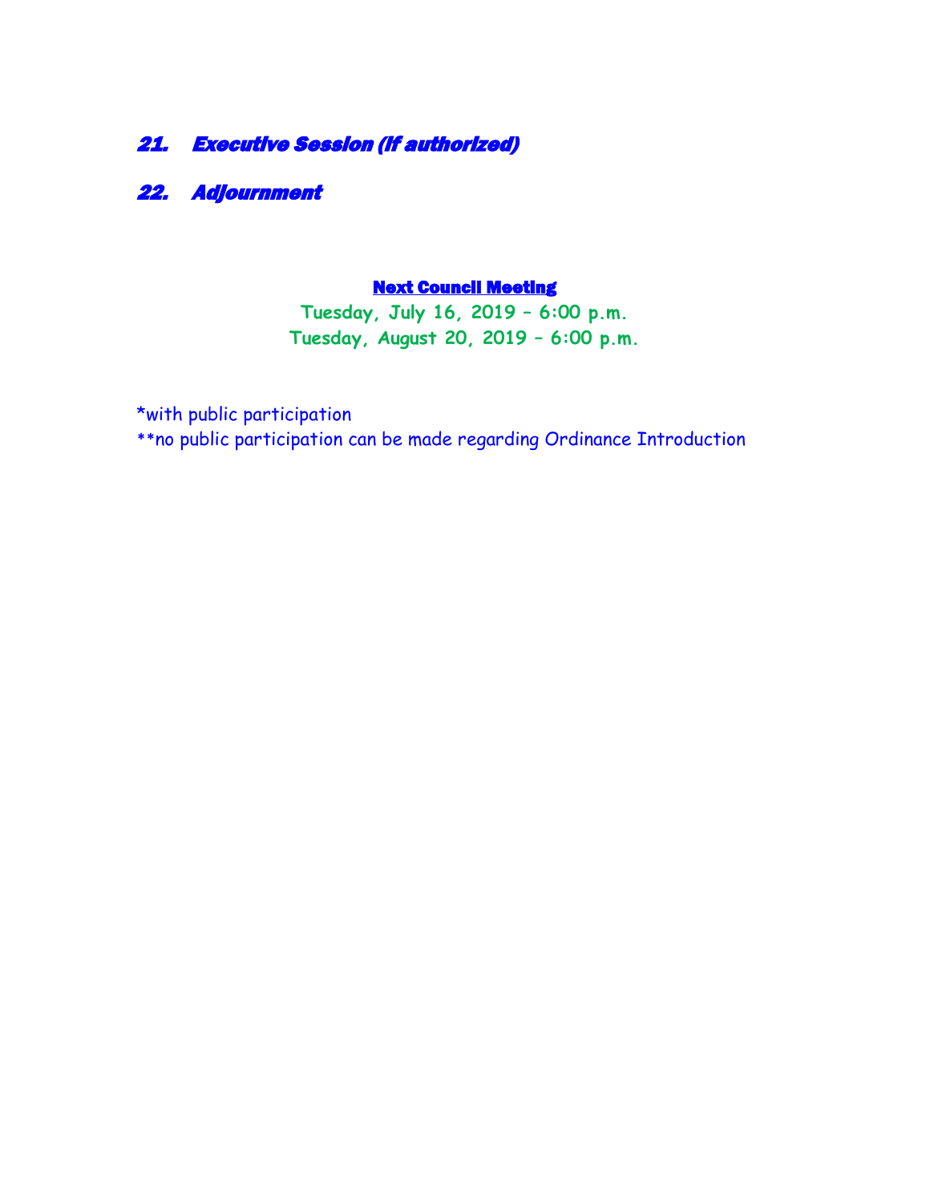## *21. Executive Session (if authorized)*

## *22. Adjournment*

**Next Council Meeting**

**Tuesday, July 16, 2019 – 6:00 p.m.**
**Tuesday, August 20, 2019 – 6:00 p.m.**

*with public participation
**no public participation can be made regarding Ordinance Introduction